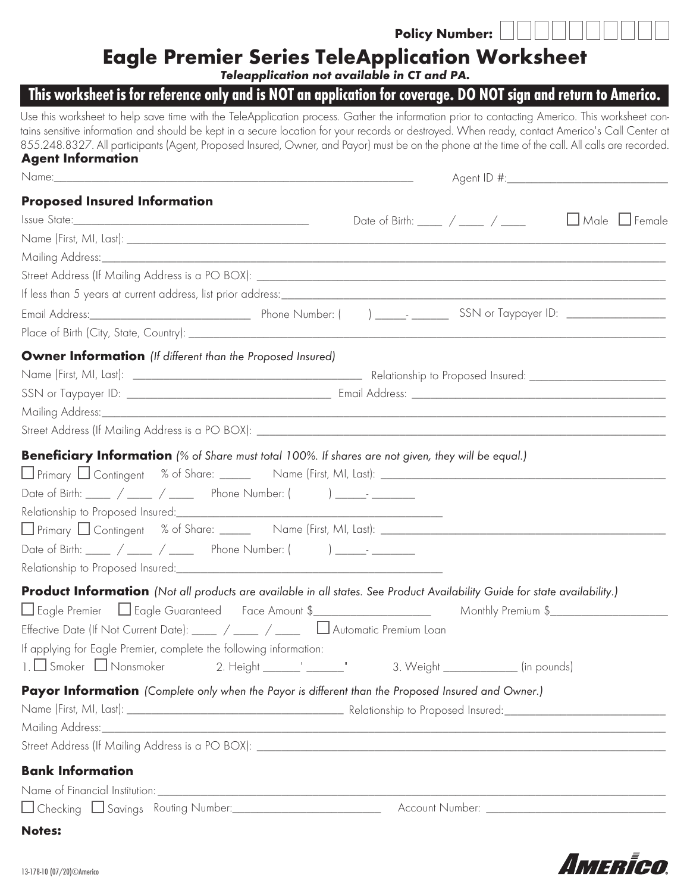Policy Number: ☐☐☐☐☐☐☐☐☐☐

# Eagle Premier Series TeleApplication Worksheet

***Teleapplication not available in CT and PA.***

**This worksheet is for reference only and is NOT an application for coverage. DO NOT sign and return to Americo.**

Use this worksheet to help save time with the TeleApplication process. Gather the information prior to contacting Americo. This worksheet contains sensitive information and should be kept in a secure location for your records or destroyed. When ready, contact Americo's Call Center at 855.248.8327. All participants (Agent, Proposed Insured, Owner, and Payor) must be on the phone at the time of the call. All calls are recorded.

### Agent Information

Name:_______________________________________________ Agent ID #:_______________________

### Proposed Insured Information

Issue State:______________________________ Date of Birth: ____ / ____ / ____ ☐ Male ☐ Female

Name (First, MI, Last): ____________________________________________________________

Mailing Address:____________________________________________________________

Street Address (If Mailing Address is a PO BOX): ____________________________________________________________

If less than 5 years at current address, list prior address:____________________________________________________________

Email Address:_____________________ Phone Number: ( ) _____- ______ SSN or Taypayer ID: ______________

Place of Birth (City, State, Country): ____________________________________________________________

### Owner Information *(If different than the Proposed Insured)*

Name (First, MI, Last): ______________________________ Relationship to Proposed Insured: ___________________

SSN or Taypayer ID: ___________________________ Email Address: ___________________________________

Mailing Address:____________________________________________________________

Street Address (If Mailing Address is a PO BOX): ____________________________________________________________

### Beneficiary Information *(% of Share must total 100%. If shares are not given, they will be equal.)*

☐ Primary ☐ Contingent % of Share: _____ Name (First, MI, Last): ________________________________________

Date of Birth: ____ / ____ / ____ Phone Number: ( ) _____- _______

Relationship to Proposed Insured:________________________________________

☐ Primary ☐ Contingent % of Share: _____ Name (First, MI, Last): ________________________________________

Date of Birth: ____ / ____ / ____ Phone Number: ( ) _____- _______

Relationship to Proposed Insured:________________________________________

### Product Information *(Not all products are available in all states. See Product Availability Guide for state availability.)*

☐ Eagle Premier ☐ Eagle Guaranteed Face Amount $_________________ Monthly Premium $_________________

Effective Date (If Not Current Date): ____ / ____ / ____ ☐ Automatic Premium Loan

If applying for Eagle Premier, complete the following information:

1. ☐ Smoker ☐ Nonsmoker 2. Height ______' ______" 3. Weight ____________ (in pounds)

### Payor Information *(Complete only when the Payor is different than the Proposed Insured and Owner.)*

Name (First, MI, Last): ______________________________ Relationship to Proposed Insured:______________________

Mailing Address:____________________________________________________________

Street Address (If Mailing Address is a PO BOX): ____________________________________________________________

### Bank Information

Name of Financial Institution:____________________________________________________________

☐ Checking ☐ Savings Routing Number:______________________ Account Number: ______________________

**Notes:**

13-178-10 (07/20)©Americo

AMERICO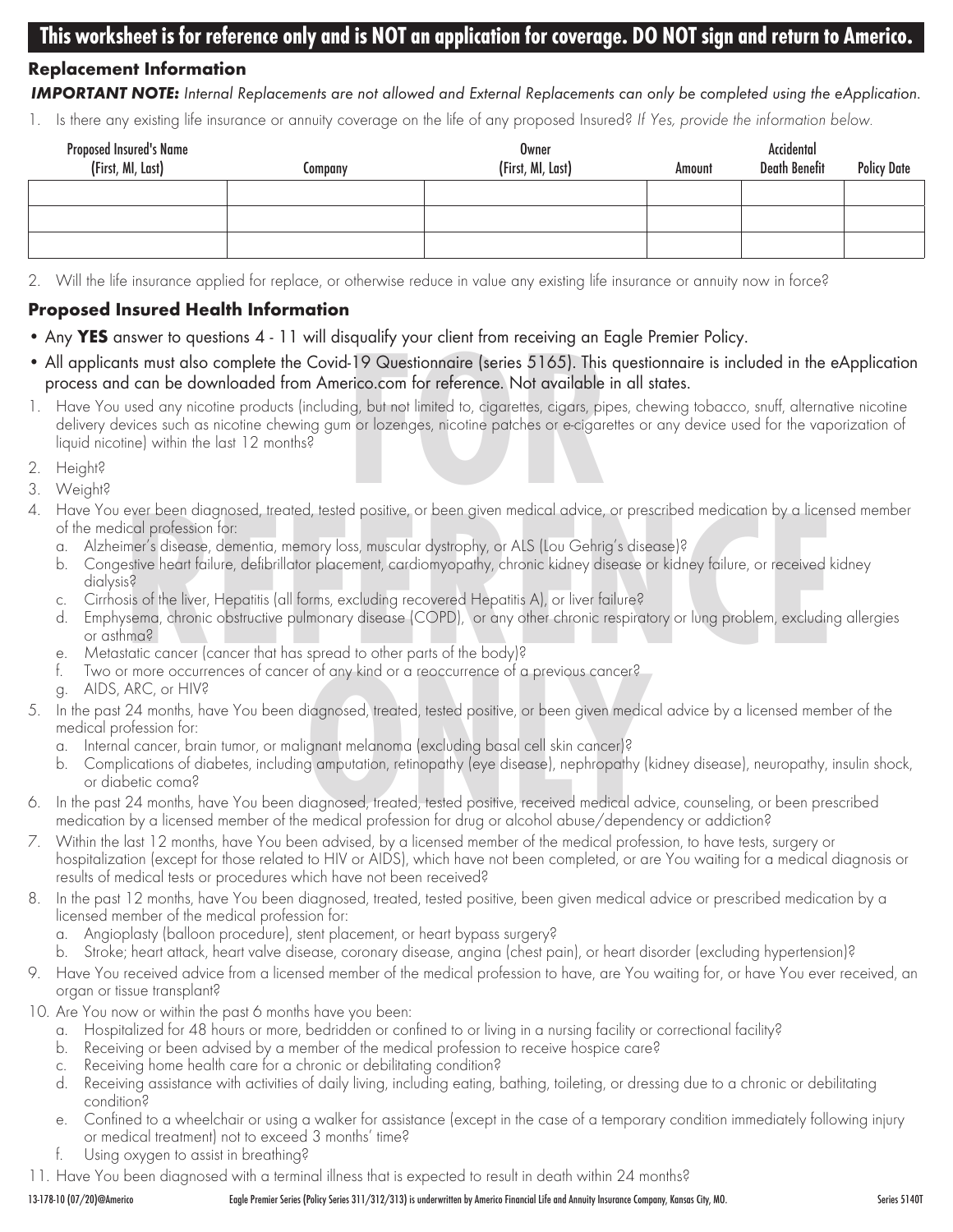# This worksheet is for reference only and is NOT an application for coverage. DO NOT sign and return to Americo.

### Replacement Information

***IMPORTANT NOTE:*** *Internal Replacements are not allowed and External Replacements can only be completed using the eApplication.*

1. Is there any existing life insurance or annuity coverage on the life of any proposed Insured? *If Yes, provide the information below.*

| Proposed Insured's Name (First, MI, Last) | Company | Owner (First, MI, Last) | Amount | Accidental Death Benefit | Policy Date |
|---|---|---|---|---|---|
| | | | | | |
| | | | | | |
| | | | | | |

2. Will the life insurance applied for replace, or otherwise reduce in value any existing life insurance or annuity now in force?

### Proposed Insured Health Information

- Any **YES** answer to questions 4 - 11 will disqualify your client from receiving an Eagle Premier Policy.
- All applicants must also complete the Covid-19 Questionnaire (series 5165). This questionnaire is included in the eApplication process and can be downloaded from Americo.com for reference. Not available in all states.

1. Have You used any nicotine products (including, but not limited to, cigarettes, cigars, pipes, chewing tobacco, snuff, alternative nicotine delivery devices such as nicotine chewing gum or lozenges, nicotine patches or e-cigarettes or any device used for the vaporization of liquid nicotine) within the last 12 months?
2. Height?
3. Weight?
4. Have You ever been diagnosed, treated, tested positive, or been given medical advice, or prescribed medication by a licensed member of the medical profession for:
   a. Alzheimer's disease, dementia, memory loss, muscular dystrophy, or ALS (Lou Gehrig's disease)?
   b. Congestive heart failure, defibrillator placement, cardiomyopathy, chronic kidney disease or kidney failure, or received kidney dialysis?
   c. Cirrhosis of the liver, Hepatitis (all forms, excluding recovered Hepatitis A), or liver failure?
   d. Emphysema, chronic obstructive pulmonary disease (COPD), or any other chronic respiratory or lung problem, excluding allergies or asthma?
   e. Metastatic cancer (cancer that has spread to other parts of the body)?
   f. Two or more occurrences of cancer of any kind or a reoccurrence of a previous cancer?
   g. AIDS, ARC, or HIV?
5. In the past 24 months, have You been diagnosed, treated, tested positive, or been given medical advice by a licensed member of the medical profession for:
   a. Internal cancer, brain tumor, or malignant melanoma (excluding basal cell skin cancer)?
   b. Complications of diabetes, including amputation, retinopathy (eye disease), nephropathy (kidney disease), neuropathy, insulin shock, or diabetic coma?
6. In the past 24 months, have You been diagnosed, treated, tested positive, received medical advice, counseling, or been prescribed medication by a licensed member of the medical profession for drug or alcohol abuse/dependency or addiction?
7. Within the last 12 months, have You been advised, by a licensed member of the medical profession, to have tests, surgery or hospitalization (except for those related to HIV or AIDS), which have not been completed, or are You waiting for a medical diagnosis or results of medical tests or procedures which have not been received?
8. In the past 12 months, have You been diagnosed, treated, tested positive, been given medical advice or prescribed medication by a licensed member of the medical profession for:
   a. Angioplasty (balloon procedure), stent placement, or heart bypass surgery?
   b. Stroke; heart attack, heart valve disease, coronary disease, angina (chest pain), or heart disorder (excluding hypertension)?
9. Have You received advice from a licensed member of the medical profession to have, are You waiting for, or have You ever received, an organ or tissue transplant?
10. Are You now or within the past 6 months have you been:
    a. Hospitalized for 48 hours or more, bedridden or confined to or living in a nursing facility or correctional facility?
    b. Receiving or been advised by a member of the medical profession to receive hospice care?
    c. Receiving home health care for a chronic or debilitating condition?
    d. Receiving assistance with activities of daily living, including eating, bathing, toileting, or dressing due to a chronic or debilitating condition?
    e. Confined to a wheelchair or using a walker for assistance (except in the case of a temporary condition immediately following injury or medical treatment) not to exceed 3 months' time?
    f. Using oxygen to assist in breathing?
11. Have You been diagnosed with a terminal illness that is expected to result in death within 24 months?

13-178-10 (07/20)@Americo — Eagle Premier Series (Policy Series 311/312/313) is underwritten by Americo Financial Life and Annuity Insurance Company, Kansas City, MO. — Series 5140T